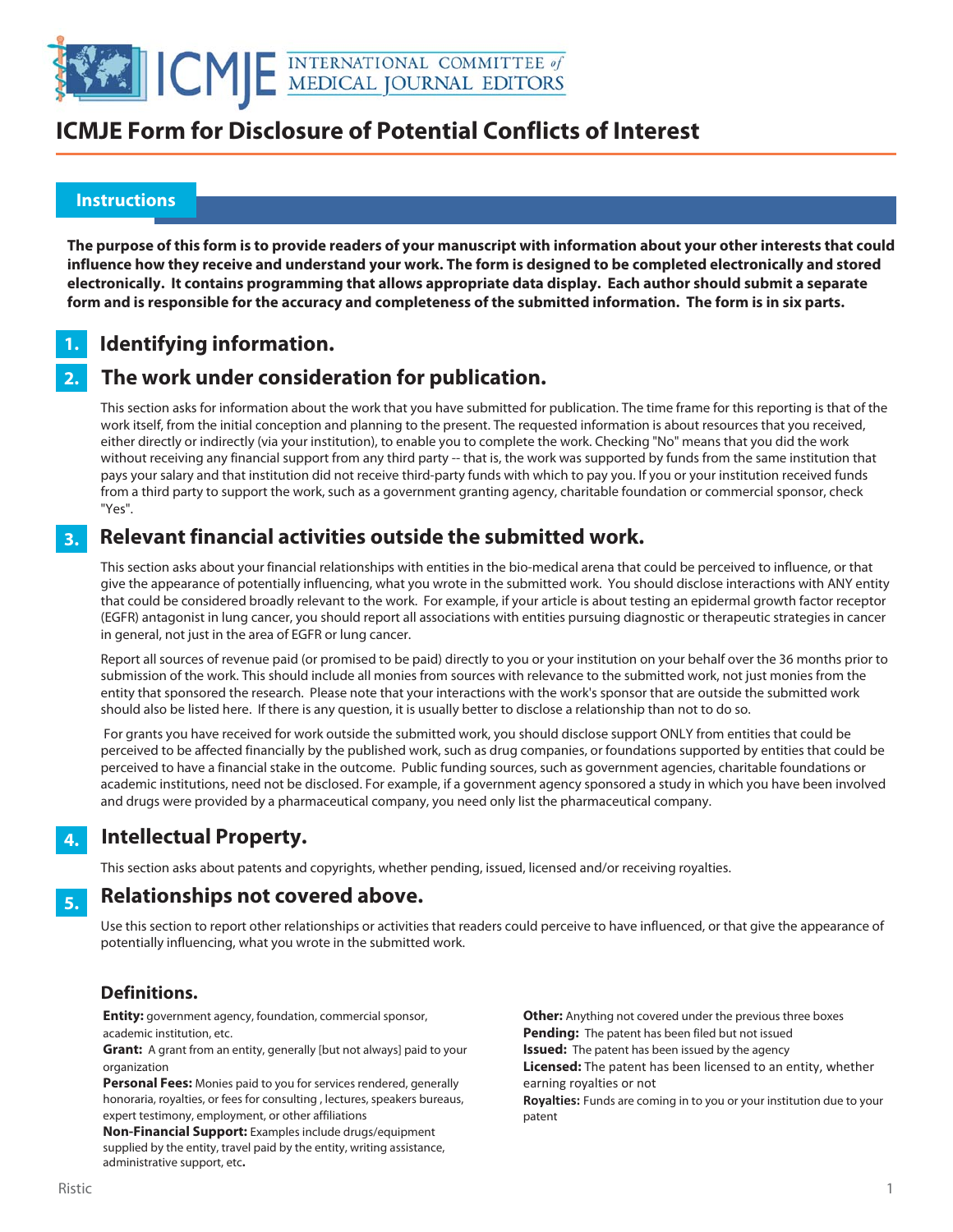# ICMJE Form for Disclosure of Potential Conflicts of Interest

## Instructions

**The purpose of this form is to provide readers of your manuscript with information about your other interests that could influence how they receive and understand your work. The form is designed to be completed electronically and stored electronically. It contains programming that allows appropriate data display. Each author should submit a separate form and is responsible for the accuracy and completeness of the submitted information. The form is in six parts.**

## 1. Identifying information.

## 2. The work under consideration for publication.

This section asks for information about the work that you have submitted for publication. The time frame for this reporting is that of the work itself, from the initial conception and planning to the present. The requested information is about resources that you received, either directly or indirectly (via your institution), to enable you to complete the work. Checking "No" means that you did the work without receiving any financial support from any third party -- that is, the work was supported by funds from the same institution that pays your salary and that institution did not receive third-party funds with which to pay you. If you or your institution received funds from a third party to support the work, such as a government granting agency, charitable foundation or commercial sponsor, check "Yes".

## 3. Relevant financial activities outside the submitted work.

This section asks about your financial relationships with entities in the bio-medical arena that could be perceived to influence, or that give the appearance of potentially influencing, what you wrote in the submitted work. You should disclose interactions with ANY entity that could be considered broadly relevant to the work. For example, if your article is about testing an epidermal growth factor receptor (EGFR) antagonist in lung cancer, you should report all associations with entities pursuing diagnostic or therapeutic strategies in cancer in general, not just in the area of EGFR or lung cancer.

Report all sources of revenue paid (or promised to be paid) directly to you or your institution on your behalf over the 36 months prior to submission of the work. This should include all monies from sources with relevance to the submitted work, not just monies from the entity that sponsored the research. Please note that your interactions with the work's sponsor that are outside the submitted work should also be listed here. If there is any question, it is usually better to disclose a relationship than not to do so.

For grants you have received for work outside the submitted work, you should disclose support ONLY from entities that could be perceived to be affected financially by the published work, such as drug companies, or foundations supported by entities that could be perceived to have a financial stake in the outcome. Public funding sources, such as government agencies, charitable foundations or academic institutions, need not be disclosed. For example, if a government agency sponsored a study in which you have been involved and drugs were provided by a pharmaceutical company, you need only list the pharmaceutical company.

## 4. Intellectual Property.

This section asks about patents and copyrights, whether pending, issued, licensed and/or receiving royalties.

## 5. Relationships not covered above.

Use this section to report other relationships or activities that readers could perceive to have influenced, or that give the appearance of potentially influencing, what you wrote in the submitted work.

### Definitions.

**Entity:** government agency, foundation, commercial sponsor, academic institution, etc.

**Grant:** A grant from an entity, generally [but not always] paid to your organization

**Personal Fees:** Monies paid to you for services rendered, generally honoraria, royalties, or fees for consulting , lectures, speakers bureaus, expert testimony, employment, or other affiliations

**Non-Financial Support:** Examples include drugs/equipment supplied by the entity, travel paid by the entity, writing assistance, administrative support, etc**.**

**Other:** Anything not covered under the previous three boxes

**Pending:** The patent has been filed but not issued

**Issued:** The patent has been issued by the agency

**Licensed:** The patent has been licensed to an entity, whether earning royalties or not

**Royalties:** Funds are coming in to you or your institution due to your patent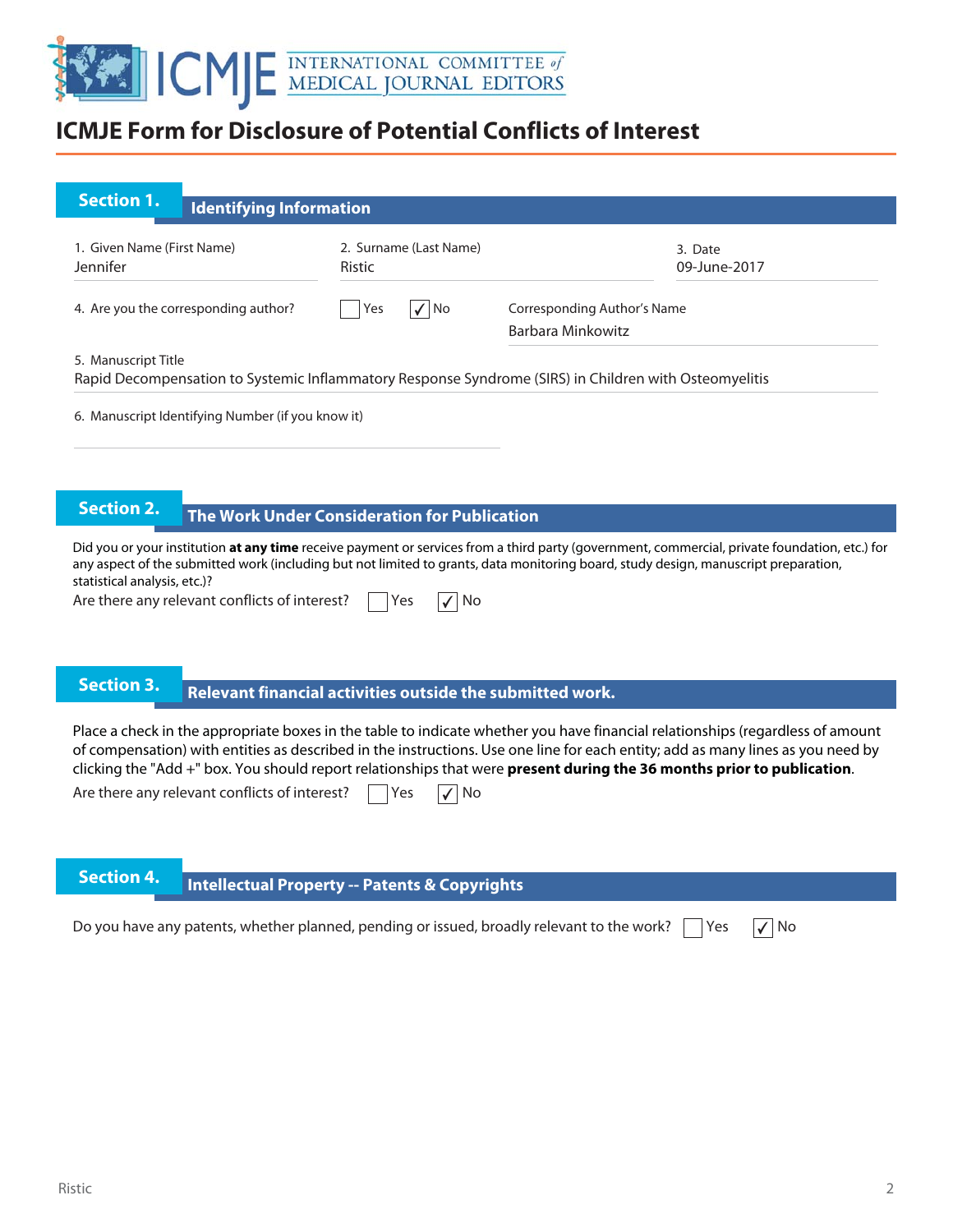# ICMJE Form for Disclosure of Potential Conflicts of Interest

## Section 1. Identifying Information

1. Given Name (First Name): Jennifer
2. Surname (Last Name): Ristic
3. Date: 09-June-2017

4. Are you the corresponding author? ☐ Yes ☑ No

Corresponding Author's Name: Barbara Minkowitz

5. Manuscript Title: Rapid Decompensation to Systemic Inflammatory Response Syndrome (SIRS) in Children with Osteomyelitis

6. Manuscript Identifying Number (if you know it):

## Section 2. The Work Under Consideration for Publication

Did you or your institution **at any time** receive payment or services from a third party (government, commercial, private foundation, etc.) for any aspect of the submitted work (including but not limited to grants, data monitoring board, study design, manuscript preparation, statistical analysis, etc.)?

Are there any relevant conflicts of interest? ☐ Yes ☑ No

## Section 3. Relevant financial activities outside the submitted work.

Place a check in the appropriate boxes in the table to indicate whether you have financial relationships (regardless of amount of compensation) with entities as described in the instructions. Use one line for each entity; add as many lines as you need by clicking the "Add +" box. You should report relationships that were **present during the 36 months prior to publication**.

Are there any relevant conflicts of interest? ☐ Yes ☑ No

## Section 4. Intellectual Property -- Patents & Copyrights

Do you have any patents, whether planned, pending or issued, broadly relevant to the work? ☐ Yes ☑ No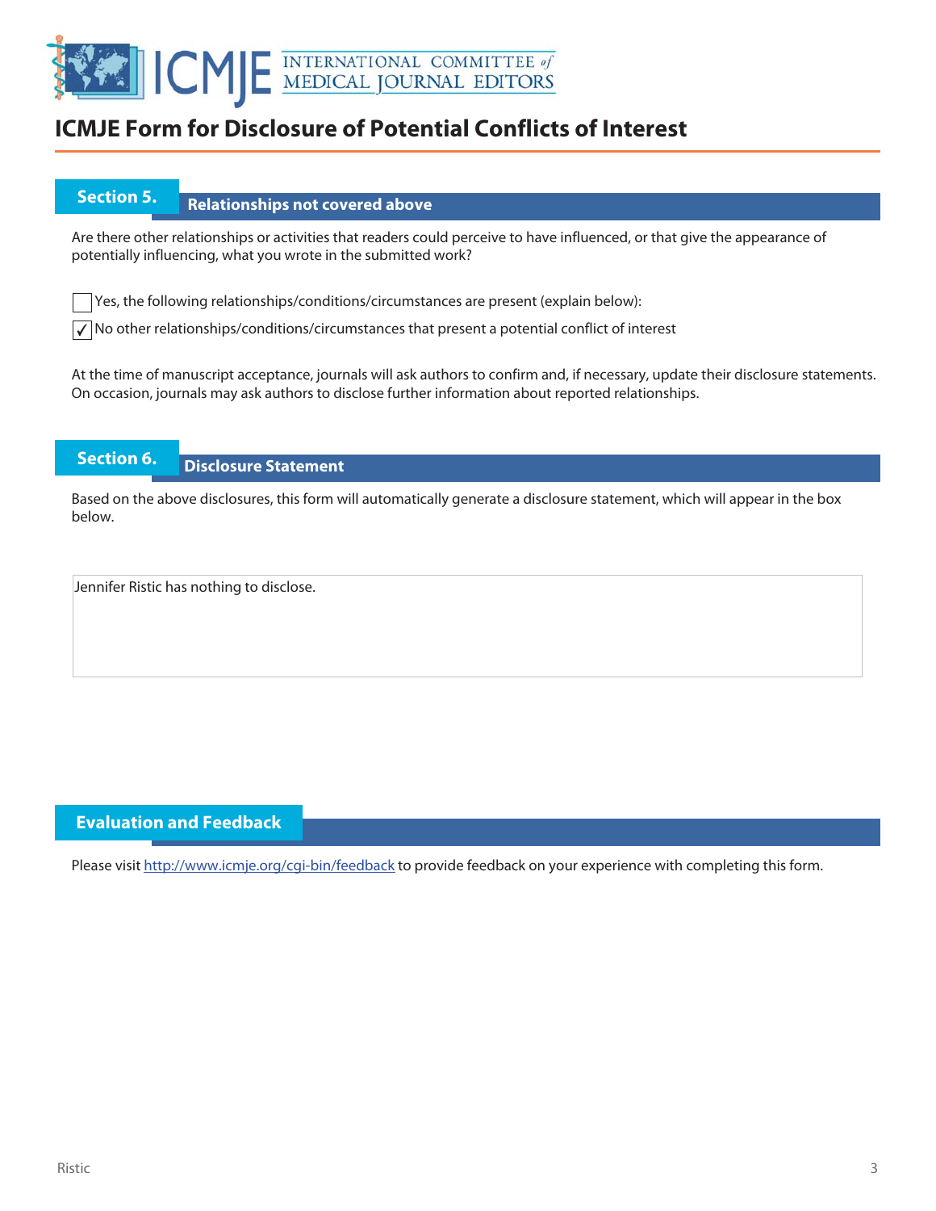# ICMJE Form for Disclosure of Potential Conflicts of Interest

## Section 5. Relationships not covered above

Are there other relationships or activities that readers could perceive to have influenced, or that give the appearance of potentially influencing, what you wrote in the submitted work?

- [ ] Yes, the following relationships/conditions/circumstances are present (explain below):
- [x] No other relationships/conditions/circumstances that present a potential conflict of interest

At the time of manuscript acceptance, journals will ask authors to confirm and, if necessary, update their disclosure statements. On occasion, journals may ask authors to disclose further information about reported relationships.

## Section 6. Disclosure Statement

Based on the above disclosures, this form will automatically generate a disclosure statement, which will appear in the box below.

Jennifer Ristic has nothing to disclose.

## Evaluation and Feedback

Please visit http://www.icmje.org/cgi-bin/feedback to provide feedback on your experience with completing this form.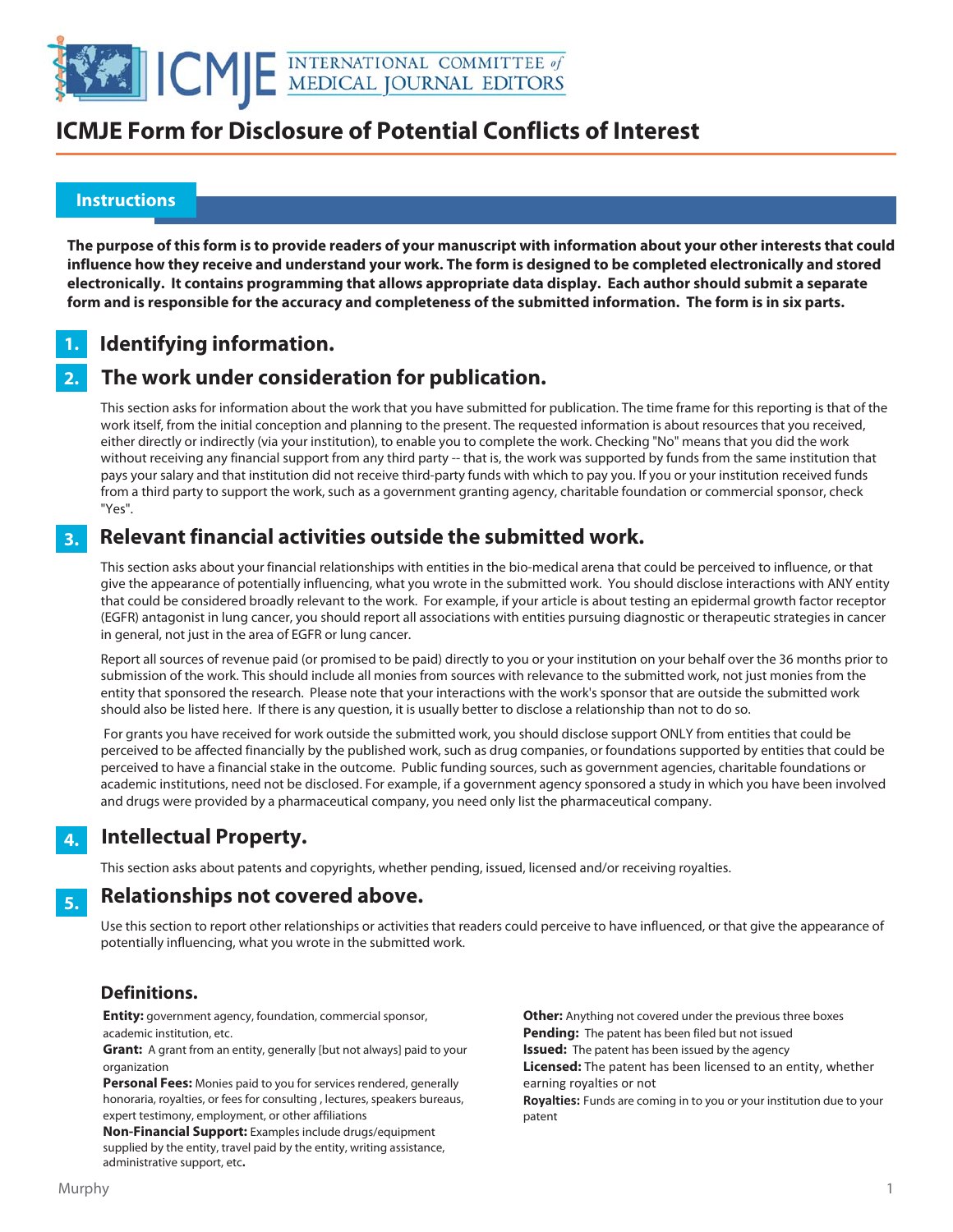# ICMJE Form for Disclosure of Potential Conflicts of Interest

## Instructions

**The purpose of this form is to provide readers of your manuscript with information about your other interests that could influence how they receive and understand your work. The form is designed to be completed electronically and stored electronically. It contains programming that allows appropriate data display. Each author should submit a separate form and is responsible for the accuracy and completeness of the submitted information. The form is in six parts.**

## 1. Identifying information.

## 2. The work under consideration for publication.

This section asks for information about the work that you have submitted for publication. The time frame for this reporting is that of the work itself, from the initial conception and planning to the present. The requested information is about resources that you received, either directly or indirectly (via your institution), to enable you to complete the work. Checking "No" means that you did the work without receiving any financial support from any third party -- that is, the work was supported by funds from the same institution that pays your salary and that institution did not receive third-party funds with which to pay you. If you or your institution received funds from a third party to support the work, such as a government granting agency, charitable foundation or commercial sponsor, check "Yes".

## 3. Relevant financial activities outside the submitted work.

This section asks about your financial relationships with entities in the bio-medical arena that could be perceived to influence, or that give the appearance of potentially influencing, what you wrote in the submitted work. You should disclose interactions with ANY entity that could be considered broadly relevant to the work. For example, if your article is about testing an epidermal growth factor receptor (EGFR) antagonist in lung cancer, you should report all associations with entities pursuing diagnostic or therapeutic strategies in cancer in general, not just in the area of EGFR or lung cancer.

Report all sources of revenue paid (or promised to be paid) directly to you or your institution on your behalf over the 36 months prior to submission of the work. This should include all monies from sources with relevance to the submitted work, not just monies from the entity that sponsored the research. Please note that your interactions with the work's sponsor that are outside the submitted work should also be listed here. If there is any question, it is usually better to disclose a relationship than not to do so.

For grants you have received for work outside the submitted work, you should disclose support ONLY from entities that could be perceived to be affected financially by the published work, such as drug companies, or foundations supported by entities that could be perceived to have a financial stake in the outcome. Public funding sources, such as government agencies, charitable foundations or academic institutions, need not be disclosed. For example, if a government agency sponsored a study in which you have been involved and drugs were provided by a pharmaceutical company, you need only list the pharmaceutical company.

## 4. Intellectual Property.

This section asks about patents and copyrights, whether pending, issued, licensed and/or receiving royalties.

## 5. Relationships not covered above.

Use this section to report other relationships or activities that readers could perceive to have influenced, or that give the appearance of potentially influencing, what you wrote in the submitted work.

### Definitions.

**Entity:** government agency, foundation, commercial sponsor, academic institution, etc.

**Grant:** A grant from an entity, generally [but not always] paid to your organization

**Personal Fees:** Monies paid to you for services rendered, generally honoraria, royalties, or fees for consulting , lectures, speakers bureaus, expert testimony, employment, or other affiliations

**Non-Financial Support:** Examples include drugs/equipment supplied by the entity, travel paid by the entity, writing assistance, administrative support, etc**.**

**Other:** Anything not covered under the previous three boxes

**Pending:** The patent has been filed but not issued

**Issued:** The patent has been issued by the agency

**Licensed:** The patent has been licensed to an entity, whether earning royalties or not

**Royalties:** Funds are coming in to you or your institution due to your patent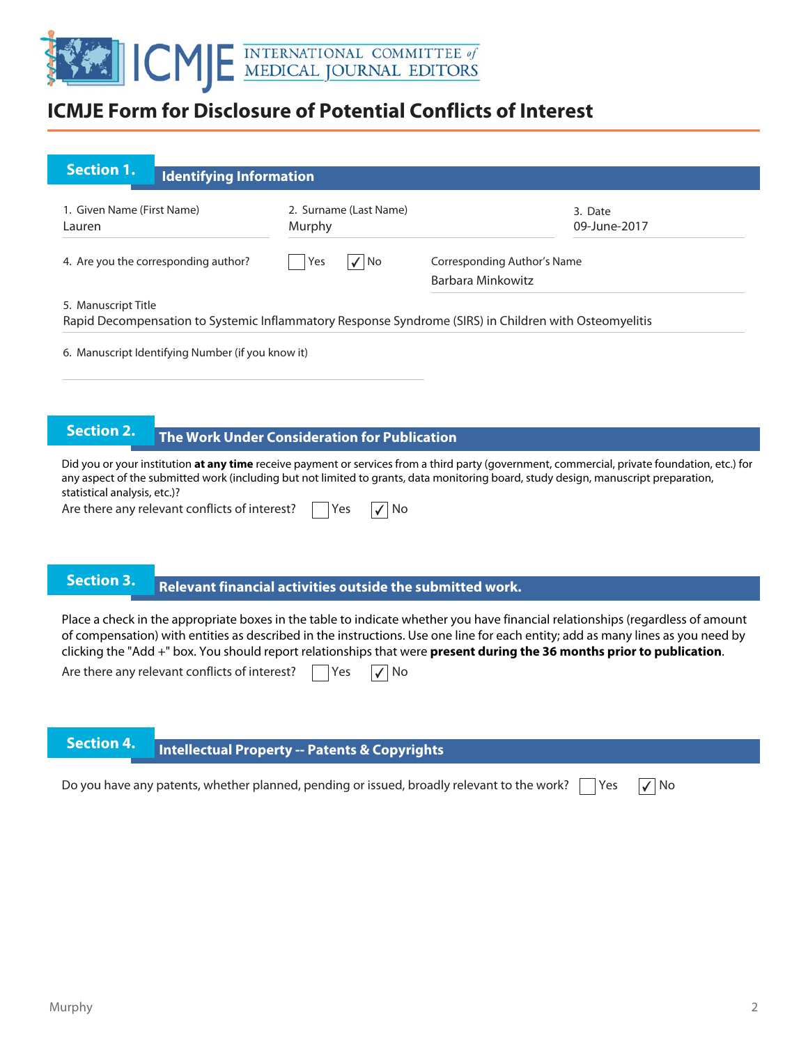# ICMJE Form for Disclosure of Potential Conflicts of Interest

## Section 1. Identifying Information

1. Given Name (First Name): Lauren
2. Surname (Last Name): Murphy
3. Date: 09-June-2017

4. Are you the corresponding author? ☐ Yes ☑ No

Corresponding Author's Name: Barbara Minkowitz

5. Manuscript Title: Rapid Decompensation to Systemic Inflammatory Response Syndrome (SIRS) in Children with Osteomyelitis

6. Manuscript Identifying Number (if you know it):

## Section 2. The Work Under Consideration for Publication

Did you or your institution **at any time** receive payment or services from a third party (government, commercial, private foundation, etc.) for any aspect of the submitted work (including but not limited to grants, data monitoring board, study design, manuscript preparation, statistical analysis, etc.)?

Are there any relevant conflicts of interest? ☐ Yes ☑ No

## Section 3. Relevant financial activities outside the submitted work.

Place a check in the appropriate boxes in the table to indicate whether you have financial relationships (regardless of amount of compensation) with entities as described in the instructions. Use one line for each entity; add as many lines as you need by clicking the "Add +" box. You should report relationships that were **present during the 36 months prior to publication**.

Are there any relevant conflicts of interest? ☐ Yes ☑ No

## Section 4. Intellectual Property -- Patents & Copyrights

Do you have any patents, whether planned, pending or issued, broadly relevant to the work? ☐ Yes ☑ No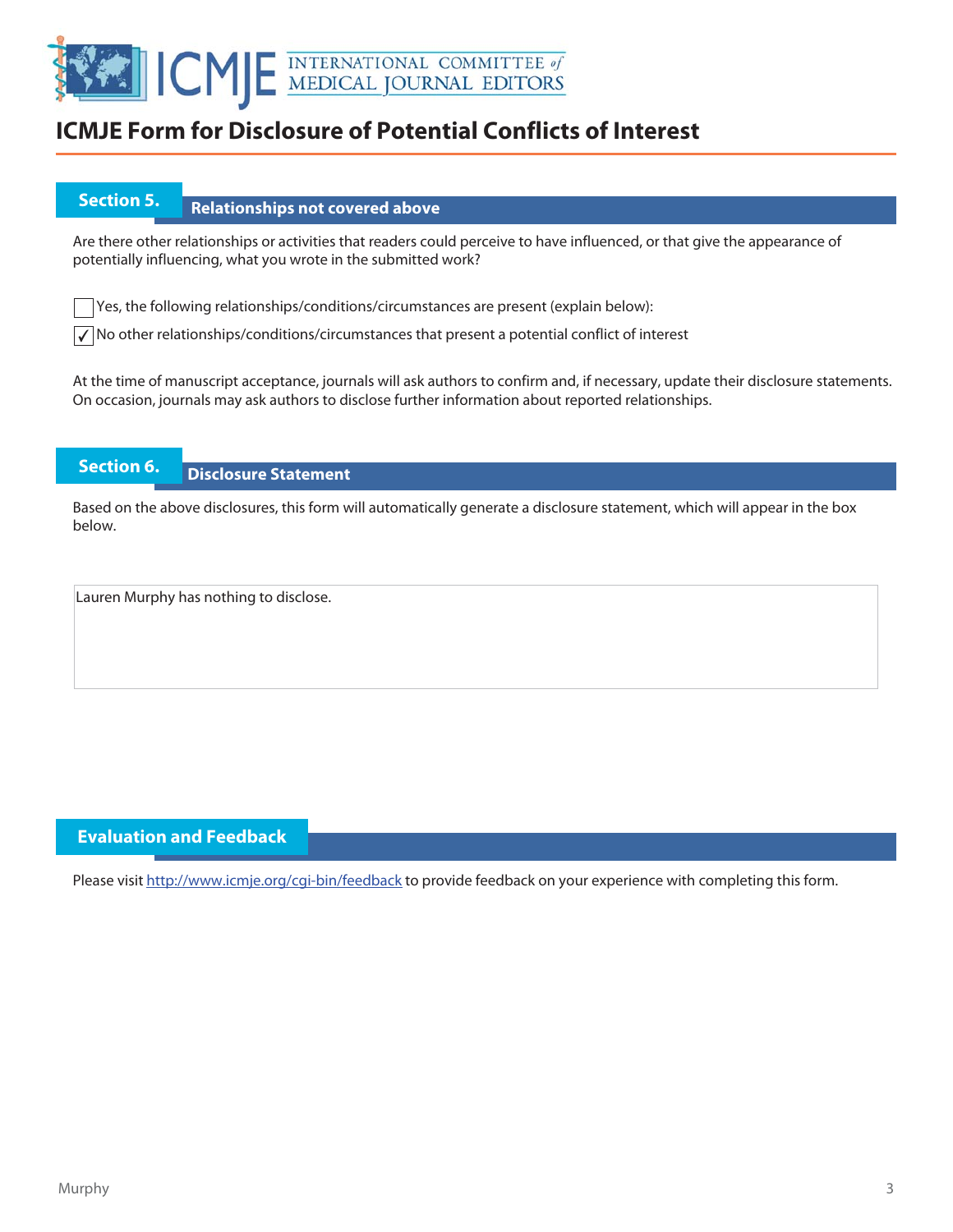# ICMJE Form for Disclosure of Potential Conflicts of Interest

## Section 5. Relationships not covered above

Are there other relationships or activities that readers could perceive to have influenced, or that give the appearance of potentially influencing, what you wrote in the submitted work?

☐ Yes, the following relationships/conditions/circumstances are present (explain below):

☑ No other relationships/conditions/circumstances that present a potential conflict of interest

At the time of manuscript acceptance, journals will ask authors to confirm and, if necessary, update their disclosure statements. On occasion, journals may ask authors to disclose further information about reported relationships.

## Section 6. Disclosure Statement

Based on the above disclosures, this form will automatically generate a disclosure statement, which will appear in the box below.

Lauren Murphy has nothing to disclose.

## Evaluation and Feedback

Please visit http://www.icmje.org/cgi-bin/feedback to provide feedback on your experience with completing this form.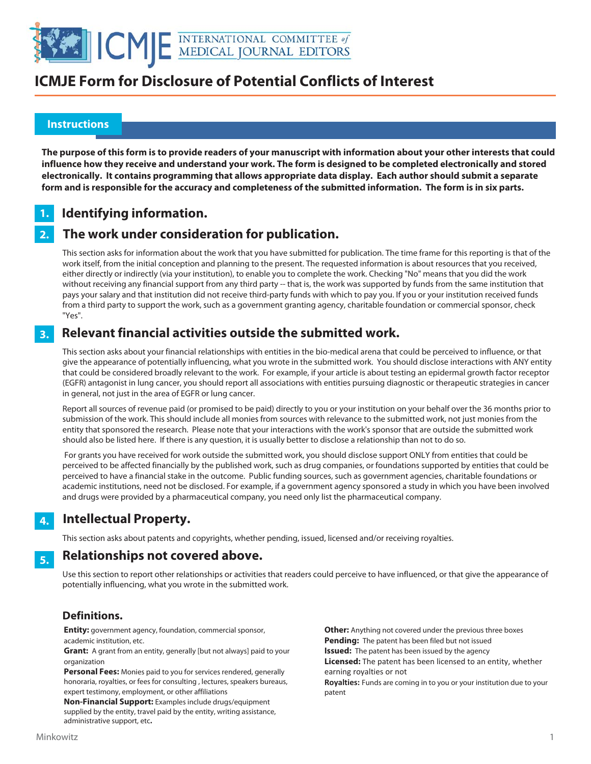# ICMJE Form for Disclosure of Potential Conflicts of Interest

## Instructions

**The purpose of this form is to provide readers of your manuscript with information about your other interests that could influence how they receive and understand your work. The form is designed to be completed electronically and stored electronically. It contains programming that allows appropriate data display. Each author should submit a separate form and is responsible for the accuracy and completeness of the submitted information. The form is in six parts.**

## 1. Identifying information.

## 2. The work under consideration for publication.

This section asks for information about the work that you have submitted for publication. The time frame for this reporting is that of the work itself, from the initial conception and planning to the present. The requested information is about resources that you received, either directly or indirectly (via your institution), to enable you to complete the work. Checking "No" means that you did the work without receiving any financial support from any third party -- that is, the work was supported by funds from the same institution that pays your salary and that institution did not receive third-party funds with which to pay you. If you or your institution received funds from a third party to support the work, such as a government granting agency, charitable foundation or commercial sponsor, check "Yes".

## 3. Relevant financial activities outside the submitted work.

This section asks about your financial relationships with entities in the bio-medical arena that could be perceived to influence, or that give the appearance of potentially influencing, what you wrote in the submitted work. You should disclose interactions with ANY entity that could be considered broadly relevant to the work. For example, if your article is about testing an epidermal growth factor receptor (EGFR) antagonist in lung cancer, you should report all associations with entities pursuing diagnostic or therapeutic strategies in cancer in general, not just in the area of EGFR or lung cancer.

Report all sources of revenue paid (or promised to be paid) directly to you or your institution on your behalf over the 36 months prior to submission of the work. This should include all monies from sources with relevance to the submitted work, not just monies from the entity that sponsored the research. Please note that your interactions with the work's sponsor that are outside the submitted work should also be listed here. If there is any question, it is usually better to disclose a relationship than not to do so.

For grants you have received for work outside the submitted work, you should disclose support ONLY from entities that could be perceived to be affected financially by the published work, such as drug companies, or foundations supported by entities that could be perceived to have a financial stake in the outcome. Public funding sources, such as government agencies, charitable foundations or academic institutions, need not be disclosed. For example, if a government agency sponsored a study in which you have been involved and drugs were provided by a pharmaceutical company, you need only list the pharmaceutical company.

## 4. Intellectual Property.

This section asks about patents and copyrights, whether pending, issued, licensed and/or receiving royalties.

## 5. Relationships not covered above.

Use this section to report other relationships or activities that readers could perceive to have influenced, or that give the appearance of potentially influencing, what you wrote in the submitted work.

### Definitions.

**Entity:** government agency, foundation, commercial sponsor, academic institution, etc.

**Grant:** A grant from an entity, generally [but not always] paid to your organization

**Personal Fees:** Monies paid to you for services rendered, generally honoraria, royalties, or fees for consulting , lectures, speakers bureaus, expert testimony, employment, or other affiliations

**Non-Financial Support:** Examples include drugs/equipment supplied by the entity, travel paid by the entity, writing assistance, administrative support, etc**.**

**Other:** Anything not covered under the previous three boxes

**Pending:** The patent has been filed but not issued

**Issued:** The patent has been issued by the agency

**Licensed:** The patent has been licensed to an entity, whether earning royalties or not

**Royalties:** Funds are coming in to you or your institution due to your patent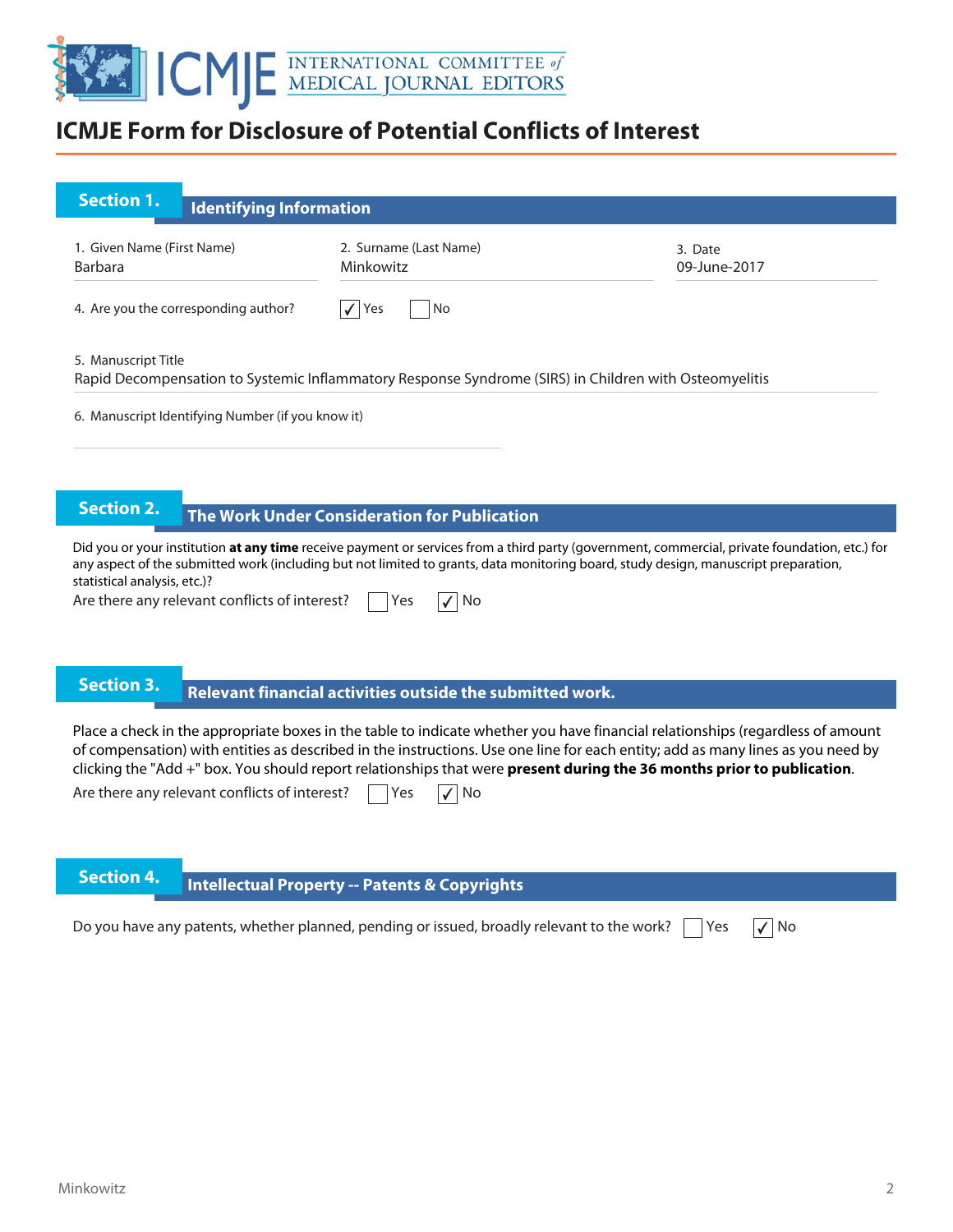# ICMJE Form for Disclosure of Potential Conflicts of Interest

## Section 1. Identifying Information

1. Given Name (First Name)
Barbara

2. Surname (Last Name)
Minkowitz

3. Date
09-June-2017

4. Are you the corresponding author? ☑ Yes ☐ No

5. Manuscript Title
Rapid Decompensation to Systemic Inflammatory Response Syndrome (SIRS) in Children with Osteomyelitis

6. Manuscript Identifying Number (if you know it)

## Section 2. The Work Under Consideration for Publication

Did you or your institution **at any time** receive payment or services from a third party (government, commercial, private foundation, etc.) for any aspect of the submitted work (including but not limited to grants, data monitoring board, study design, manuscript preparation, statistical analysis, etc.)?

Are there any relevant conflicts of interest? ☐ Yes ☑ No

## Section 3. Relevant financial activities outside the submitted work.

Place a check in the appropriate boxes in the table to indicate whether you have financial relationships (regardless of amount of compensation) with entities as described in the instructions. Use one line for each entity; add as many lines as you need by clicking the "Add +" box. You should report relationships that were **present during the 36 months prior to publication**.

Are there any relevant conflicts of interest? ☐ Yes ☑ No

## Section 4. Intellectual Property -- Patents & Copyrights

Do you have any patents, whether planned, pending or issued, broadly relevant to the work? ☐ Yes ☑ No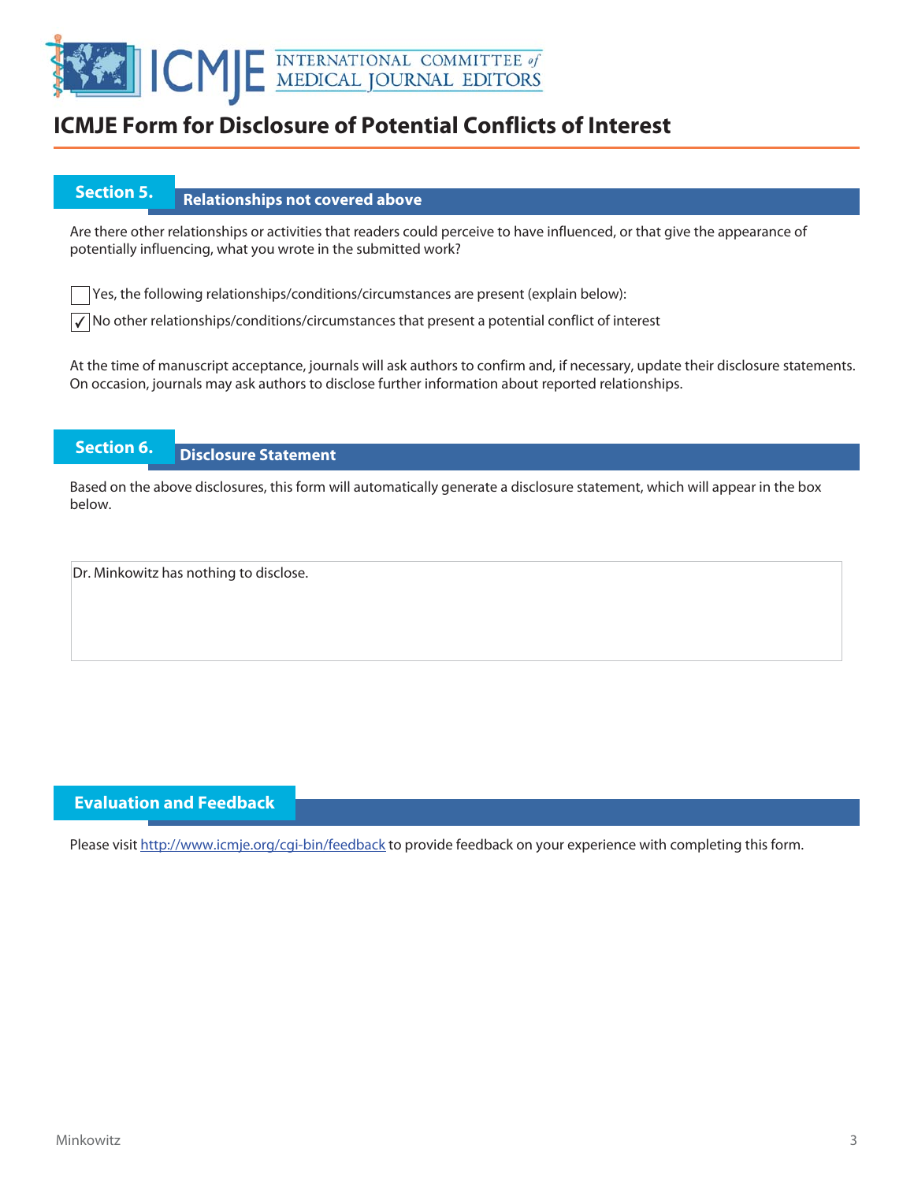# ICMJE Form for Disclosure of Potential Conflicts of Interest

## Section 5. Relationships not covered above

Are there other relationships or activities that readers could perceive to have influenced, or that give the appearance of potentially influencing, what you wrote in the submitted work?

☐ Yes, the following relationships/conditions/circumstances are present (explain below):

☑ No other relationships/conditions/circumstances that present a potential conflict of interest

At the time of manuscript acceptance, journals will ask authors to confirm and, if necessary, update their disclosure statements. On occasion, journals may ask authors to disclose further information about reported relationships.

## Section 6. Disclosure Statement

Based on the above disclosures, this form will automatically generate a disclosure statement, which will appear in the box below.

Dr. Minkowitz has nothing to disclose.

## Evaluation and Feedback

Please visit http://www.icmje.org/cgi-bin/feedback to provide feedback on your experience with completing this form.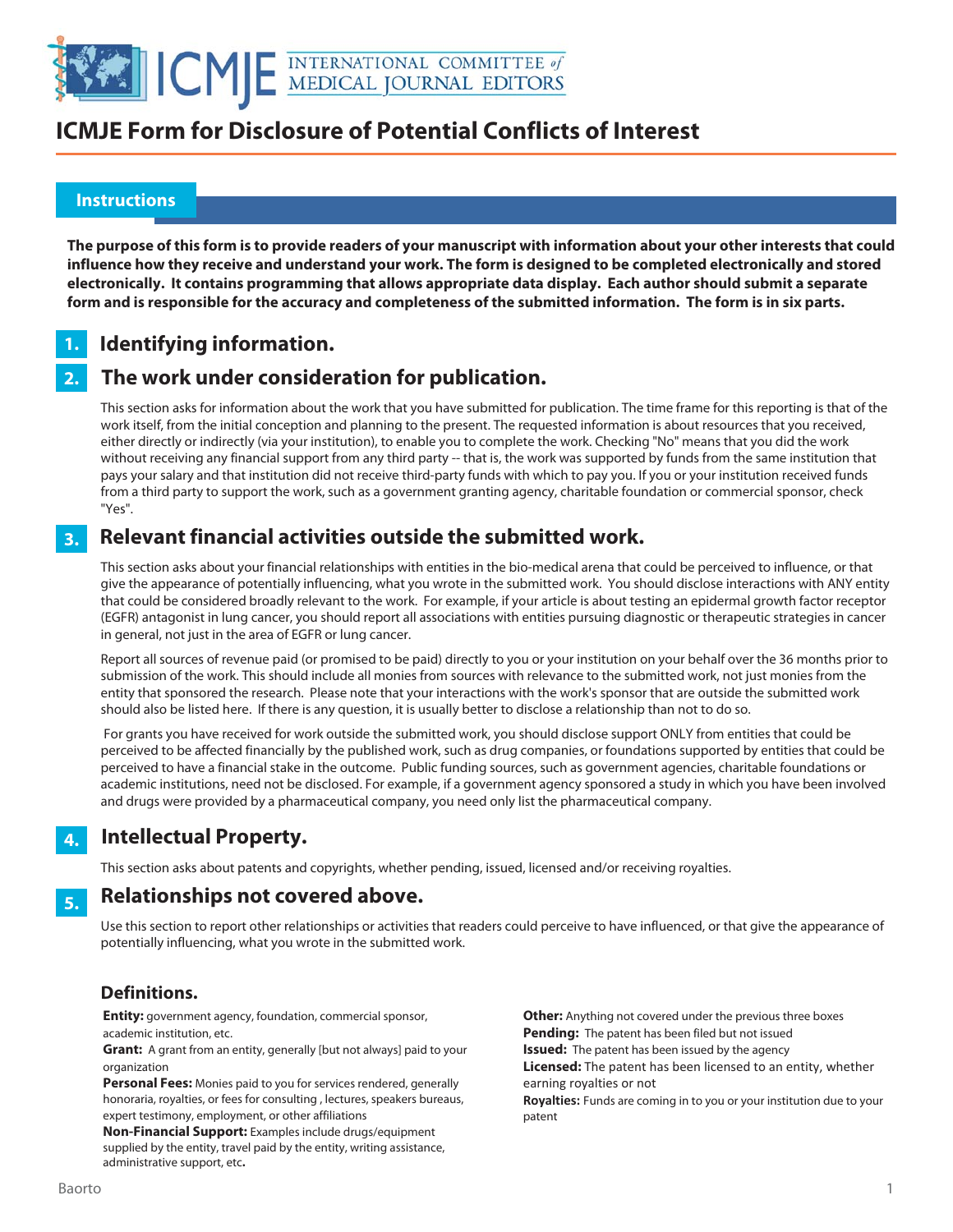# ICMJE Form for Disclosure of Potential Conflicts of Interest

## Instructions

**The purpose of this form is to provide readers of your manuscript with information about your other interests that could influence how they receive and understand your work. The form is designed to be completed electronically and stored electronically. It contains programming that allows appropriate data display. Each author should submit a separate form and is responsible for the accuracy and completeness of the submitted information. The form is in six parts.**

## 1. Identifying information.

## 2. The work under consideration for publication.

This section asks for information about the work that you have submitted for publication. The time frame for this reporting is that of the work itself, from the initial conception and planning to the present. The requested information is about resources that you received, either directly or indirectly (via your institution), to enable you to complete the work. Checking "No" means that you did the work without receiving any financial support from any third party -- that is, the work was supported by funds from the same institution that pays your salary and that institution did not receive third-party funds with which to pay you. If you or your institution received funds from a third party to support the work, such as a government granting agency, charitable foundation or commercial sponsor, check "Yes".

## 3. Relevant financial activities outside the submitted work.

This section asks about your financial relationships with entities in the bio-medical arena that could be perceived to influence, or that give the appearance of potentially influencing, what you wrote in the submitted work. You should disclose interactions with ANY entity that could be considered broadly relevant to the work. For example, if your article is about testing an epidermal growth factor receptor (EGFR) antagonist in lung cancer, you should report all associations with entities pursuing diagnostic or therapeutic strategies in cancer in general, not just in the area of EGFR or lung cancer.

Report all sources of revenue paid (or promised to be paid) directly to you or your institution on your behalf over the 36 months prior to submission of the work. This should include all monies from sources with relevance to the submitted work, not just monies from the entity that sponsored the research. Please note that your interactions with the work's sponsor that are outside the submitted work should also be listed here. If there is any question, it is usually better to disclose a relationship than not to do so.

For grants you have received for work outside the submitted work, you should disclose support ONLY from entities that could be perceived to be affected financially by the published work, such as drug companies, or foundations supported by entities that could be perceived to have a financial stake in the outcome. Public funding sources, such as government agencies, charitable foundations or academic institutions, need not be disclosed. For example, if a government agency sponsored a study in which you have been involved and drugs were provided by a pharmaceutical company, you need only list the pharmaceutical company.

## 4. Intellectual Property.

This section asks about patents and copyrights, whether pending, issued, licensed and/or receiving royalties.

## 5. Relationships not covered above.

Use this section to report other relationships or activities that readers could perceive to have influenced, or that give the appearance of potentially influencing, what you wrote in the submitted work.

### Definitions.

**Entity:** government agency, foundation, commercial sponsor, academic institution, etc.

**Grant:** A grant from an entity, generally [but not always] paid to your organization

**Personal Fees:** Monies paid to you for services rendered, generally honoraria, royalties, or fees for consulting , lectures, speakers bureaus, expert testimony, employment, or other affiliations

**Non-Financial Support:** Examples include drugs/equipment supplied by the entity, travel paid by the entity, writing assistance, administrative support, etc**.**

**Other:** Anything not covered under the previous three boxes

**Pending:** The patent has been filed but not issued

**Issued:** The patent has been issued by the agency

**Licensed:** The patent has been licensed to an entity, whether earning royalties or not

**Royalties:** Funds are coming in to you or your institution due to your patent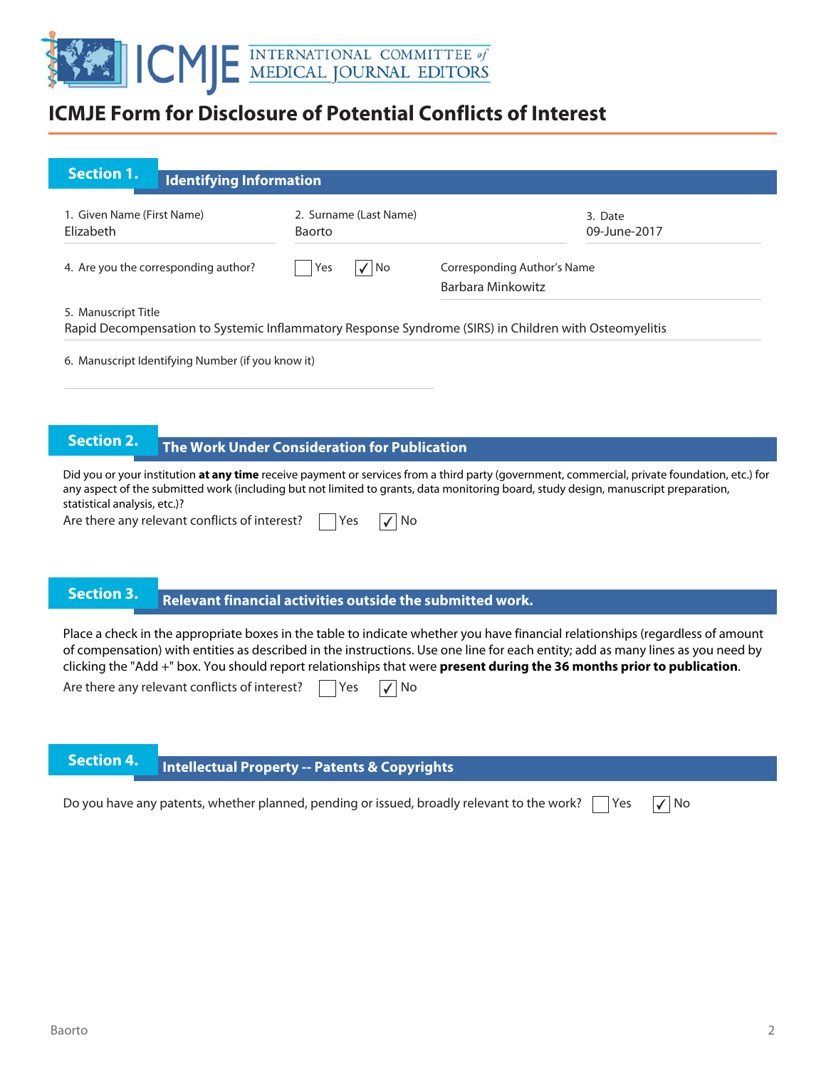# ICMJE Form for Disclosure of Potential Conflicts of Interest

## Section 1. Identifying Information

1. Given Name (First Name): Elizabeth
2. Surname (Last Name): Baorto
3. Date: 09-June-2017

4. Are you the corresponding author? ☐ Yes ☑ No

Corresponding Author's Name: Barbara Minkowitz

5. Manuscript Title: Rapid Decompensation to Systemic Inflammatory Response Syndrome (SIRS) in Children with Osteomyelitis

6. Manuscript Identifying Number (if you know it)

## Section 2. The Work Under Consideration for Publication

Did you or your institution **at any time** receive payment or services from a third party (government, commercial, private foundation, etc.) for any aspect of the submitted work (including but not limited to grants, data monitoring board, study design, manuscript preparation, statistical analysis, etc.)?

Are there any relevant conflicts of interest? ☐ Yes ☑ No

## Section 3. Relevant financial activities outside the submitted work.

Place a check in the appropriate boxes in the table to indicate whether you have financial relationships (regardless of amount of compensation) with entities as described in the instructions. Use one line for each entity; add as many lines as you need by clicking the "Add +" box. You should report relationships that were **present during the 36 months prior to publication**.

Are there any relevant conflicts of interest? ☐ Yes ☑ No

## Section 4. Intellectual Property -- Patents & Copyrights

Do you have any patents, whether planned, pending or issued, broadly relevant to the work? ☐ Yes ☑ No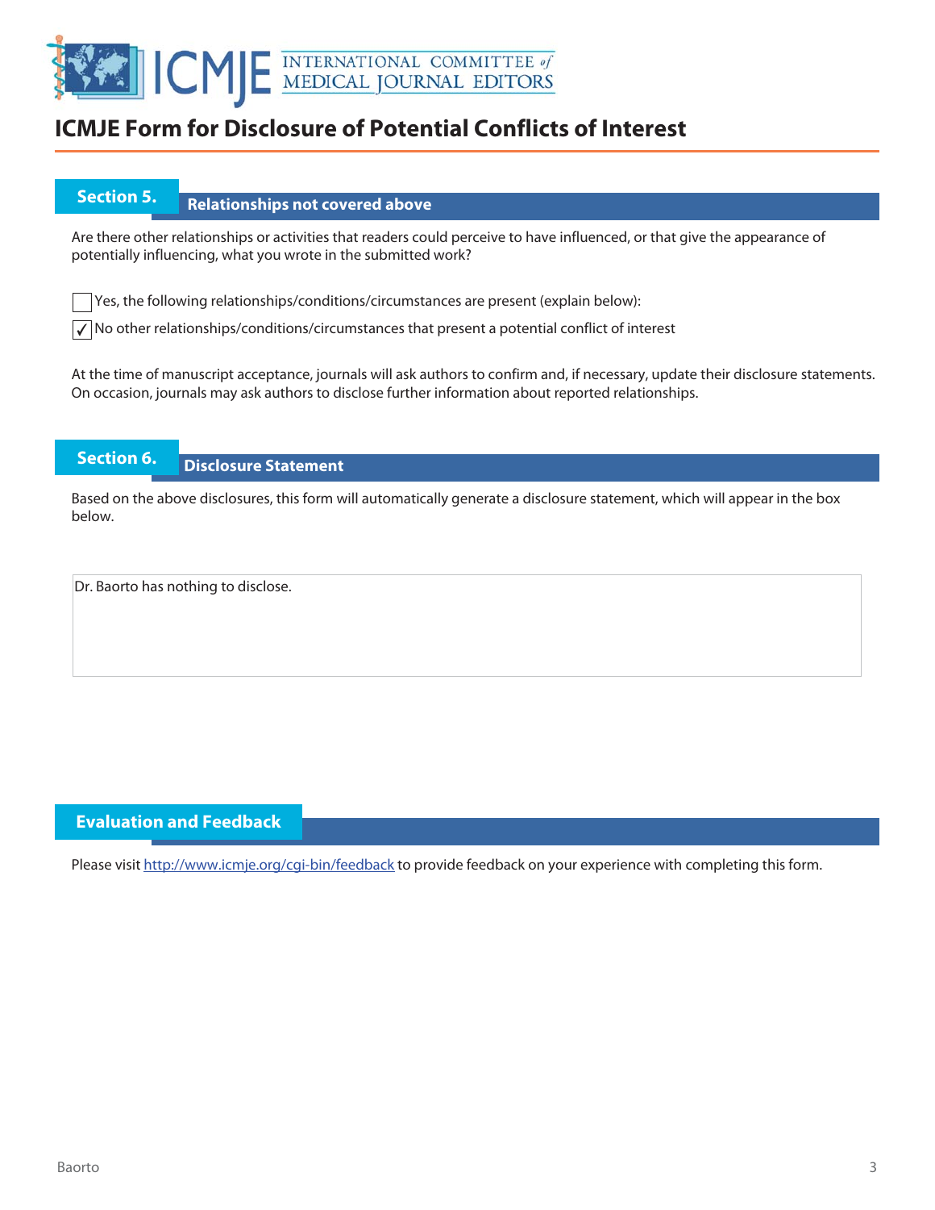# ICMJE Form for Disclosure of Potential Conflicts of Interest

## Section 5. Relationships not covered above

Are there other relationships or activities that readers could perceive to have influenced, or that give the appearance of potentially influencing, what you wrote in the submitted work?

☐ Yes, the following relationships/conditions/circumstances are present (explain below):

☑ No other relationships/conditions/circumstances that present a potential conflict of interest

At the time of manuscript acceptance, journals will ask authors to confirm and, if necessary, update their disclosure statements. On occasion, journals may ask authors to disclose further information about reported relationships.

## Section 6. Disclosure Statement

Based on the above disclosures, this form will automatically generate a disclosure statement, which will appear in the box below.

Dr. Baorto has nothing to disclose.

## Evaluation and Feedback

Please visit http://www.icmje.org/cgi-bin/feedback to provide feedback on your experience with completing this form.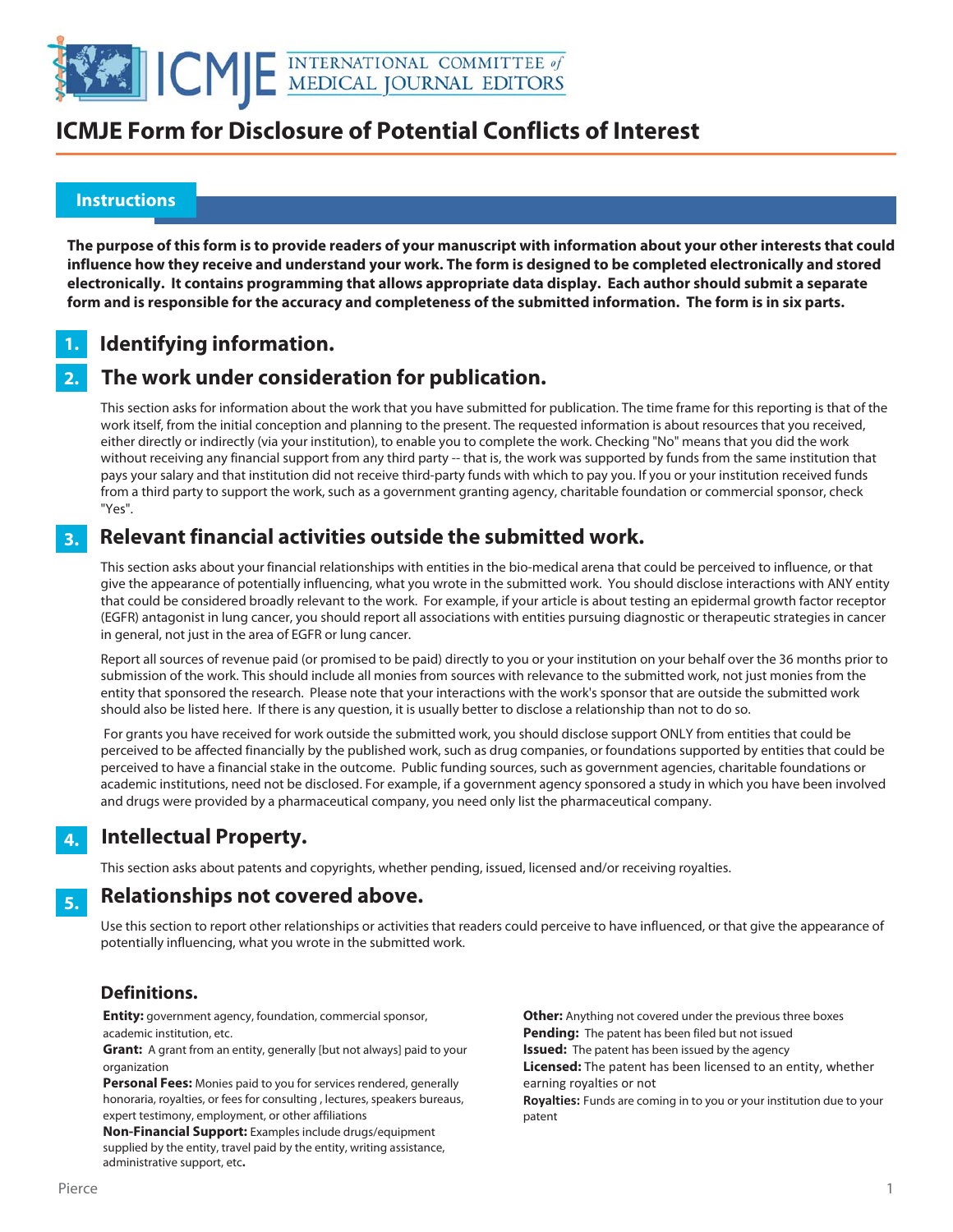# ICMJE Form for Disclosure of Potential Conflicts of Interest

## Instructions

**The purpose of this form is to provide readers of your manuscript with information about your other interests that could influence how they receive and understand your work. The form is designed to be completed electronically and stored electronically. It contains programming that allows appropriate data display. Each author should submit a separate form and is responsible for the accuracy and completeness of the submitted information. The form is in six parts.**

## 1. Identifying information.

## 2. The work under consideration for publication.

This section asks for information about the work that you have submitted for publication. The time frame for this reporting is that of the work itself, from the initial conception and planning to the present. The requested information is about resources that you received, either directly or indirectly (via your institution), to enable you to complete the work. Checking "No" means that you did the work without receiving any financial support from any third party -- that is, the work was supported by funds from the same institution that pays your salary and that institution did not receive third-party funds with which to pay you. If you or your institution received funds from a third party to support the work, such as a government granting agency, charitable foundation or commercial sponsor, check "Yes".

## 3. Relevant financial activities outside the submitted work.

This section asks about your financial relationships with entities in the bio-medical arena that could be perceived to influence, or that give the appearance of potentially influencing, what you wrote in the submitted work. You should disclose interactions with ANY entity that could be considered broadly relevant to the work. For example, if your article is about testing an epidermal growth factor receptor (EGFR) antagonist in lung cancer, you should report all associations with entities pursuing diagnostic or therapeutic strategies in cancer in general, not just in the area of EGFR or lung cancer.

Report all sources of revenue paid (or promised to be paid) directly to you or your institution on your behalf over the 36 months prior to submission of the work. This should include all monies from sources with relevance to the submitted work, not just monies from the entity that sponsored the research. Please note that your interactions with the work's sponsor that are outside the submitted work should also be listed here. If there is any question, it is usually better to disclose a relationship than not to do so.

For grants you have received for work outside the submitted work, you should disclose support ONLY from entities that could be perceived to be affected financially by the published work, such as drug companies, or foundations supported by entities that could be perceived to have a financial stake in the outcome. Public funding sources, such as government agencies, charitable foundations or academic institutions, need not be disclosed. For example, if a government agency sponsored a study in which you have been involved and drugs were provided by a pharmaceutical company, you need only list the pharmaceutical company.

## 4. Intellectual Property.

This section asks about patents and copyrights, whether pending, issued, licensed and/or receiving royalties.

## 5. Relationships not covered above.

Use this section to report other relationships or activities that readers could perceive to have influenced, or that give the appearance of potentially influencing, what you wrote in the submitted work.

### Definitions.

**Entity:** government agency, foundation, commercial sponsor, academic institution, etc.

**Grant:** A grant from an entity, generally [but not always] paid to your organization

**Personal Fees:** Monies paid to you for services rendered, generally honoraria, royalties, or fees for consulting , lectures, speakers bureaus, expert testimony, employment, or other affiliations

**Non-Financial Support:** Examples include drugs/equipment supplied by the entity, travel paid by the entity, writing assistance, administrative support, etc**.**

**Other:** Anything not covered under the previous three boxes

**Pending:** The patent has been filed but not issued

**Issued:** The patent has been issued by the agency

**Licensed:** The patent has been licensed to an entity, whether earning royalties or not

**Royalties:** Funds are coming in to you or your institution due to your patent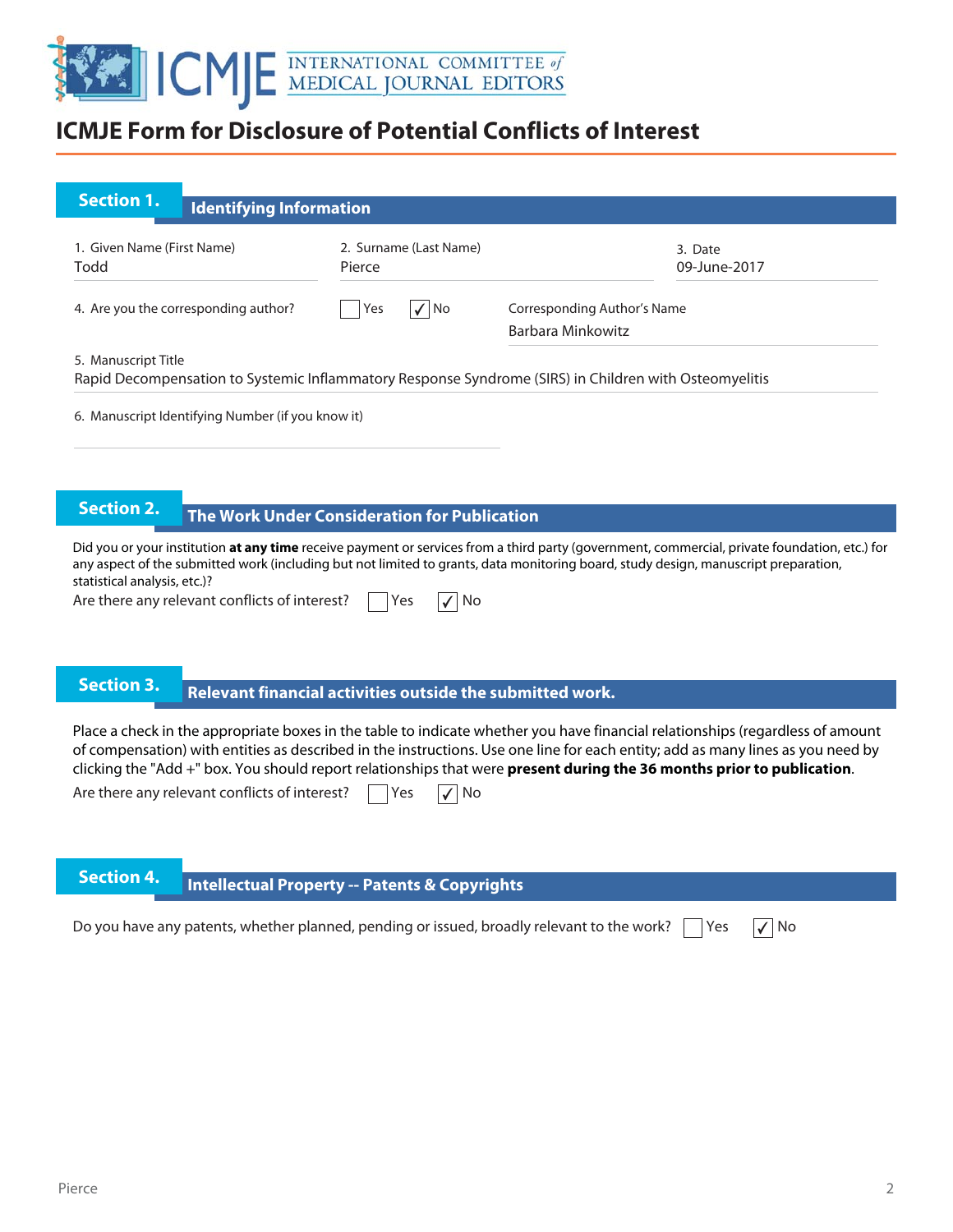# ICMJE Form for Disclosure of Potential Conflicts of Interest

## Section 1. Identifying Information

1. Given Name (First Name): Todd
2. Surname (Last Name): Pierce
3. Date: 09-June-2017

4. Are you the corresponding author? ☐ Yes ☑ No

Corresponding Author's Name: Barbara Minkowitz

5. Manuscript Title: Rapid Decompensation to Systemic Inflammatory Response Syndrome (SIRS) in Children with Osteomyelitis

6. Manuscript Identifying Number (if you know it):

## Section 2. The Work Under Consideration for Publication

Did you or your institution **at any time** receive payment or services from a third party (government, commercial, private foundation, etc.) for any aspect of the submitted work (including but not limited to grants, data monitoring board, study design, manuscript preparation, statistical analysis, etc.)?

Are there any relevant conflicts of interest? ☐ Yes ☑ No

## Section 3. Relevant financial activities outside the submitted work.

Place a check in the appropriate boxes in the table to indicate whether you have financial relationships (regardless of amount of compensation) with entities as described in the instructions. Use one line for each entity; add as many lines as you need by clicking the "Add +" box. You should report relationships that were **present during the 36 months prior to publication**.

Are there any relevant conflicts of interest? ☐ Yes ☑ No

## Section 4. Intellectual Property -- Patents & Copyrights

Do you have any patents, whether planned, pending or issued, broadly relevant to the work? ☐ Yes ☑ No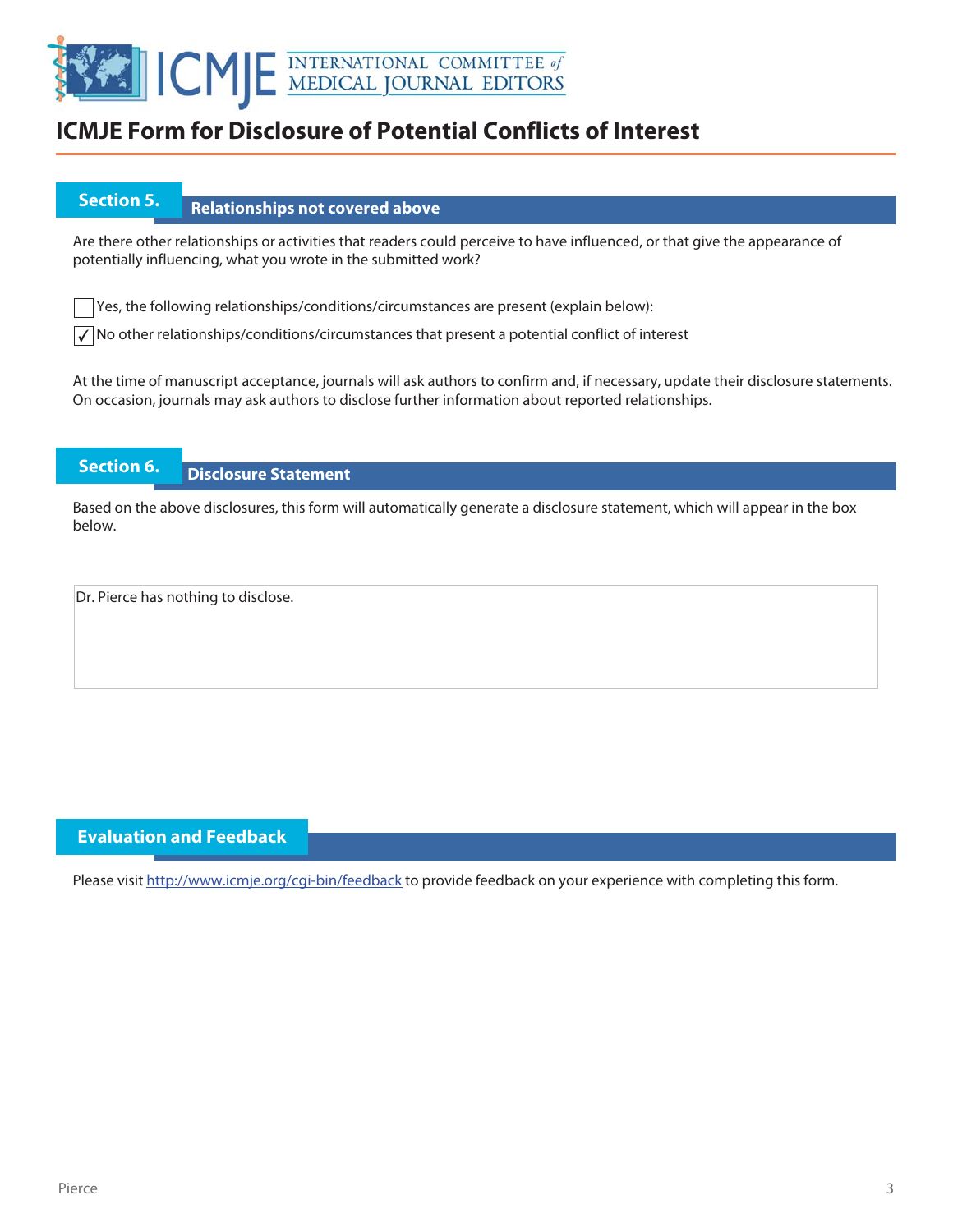# ICMJE Form for Disclosure of Potential Conflicts of Interest

## Section 5. Relationships not covered above

Are there other relationships or activities that readers could perceive to have influenced, or that give the appearance of potentially influencing, what you wrote in the submitted work?

☐ Yes, the following relationships/conditions/circumstances are present (explain below):

☑ No other relationships/conditions/circumstances that present a potential conflict of interest

At the time of manuscript acceptance, journals will ask authors to confirm and, if necessary, update their disclosure statements. On occasion, journals may ask authors to disclose further information about reported relationships.

## Section 6. Disclosure Statement

Based on the above disclosures, this form will automatically generate a disclosure statement, which will appear in the box below.

Dr. Pierce has nothing to disclose.

## Evaluation and Feedback

Please visit http://www.icmje.org/cgi-bin/feedback to provide feedback on your experience with completing this form.